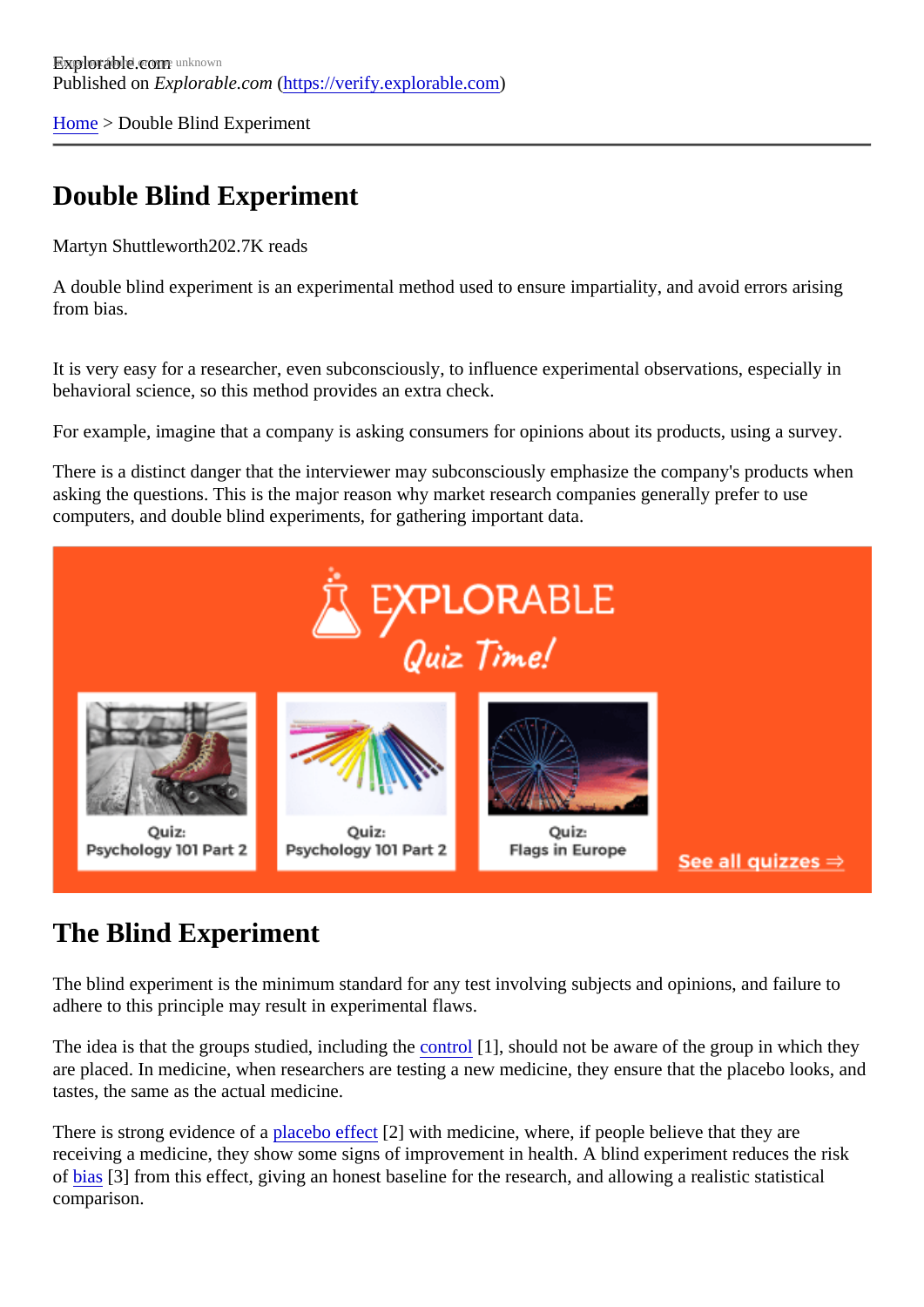Explorable.com
Published on *Explorable.com* (https://verify.explorable.com)

Home > Double Blind Experiment

# Double Blind Experiment

Martyn Shuttleworth202.7K reads

A double blind experiment is an experimental method used to ensure impartiality, and avoid errors arising from bias.

It is very easy for a researcher, even subconsciously, to influence experimental observations, especially in behavioral science, so this method provides an extra check.

For example, imagine that a company is asking consumers for opinions about its products, using a survey.

There is a distinct danger that the interviewer may subconsciously emphasize the company's products when asking the questions. This is the major reason why market research companies generally prefer to use computers, and double blind experiments, for gathering important data.

## The Blind Experiment

The blind experiment is the minimum standard for any test involving subjects and opinions, and failure to adhere to this principle may result in experimental flaws.

The idea is that the groups studied, including the control [1], should not be aware of the group in which they are placed. In medicine, when researchers are testing a new medicine, they ensure that the placebo looks, and tastes, the same as the actual medicine.

There is strong evidence of a placebo effect [2] with medicine, where, if people believe that they are receiving a medicine, they show some signs of improvement in health. A blind experiment reduces the risk of bias [3] from this effect, giving an honest baseline for the research, and allowing a realistic statistical comparison.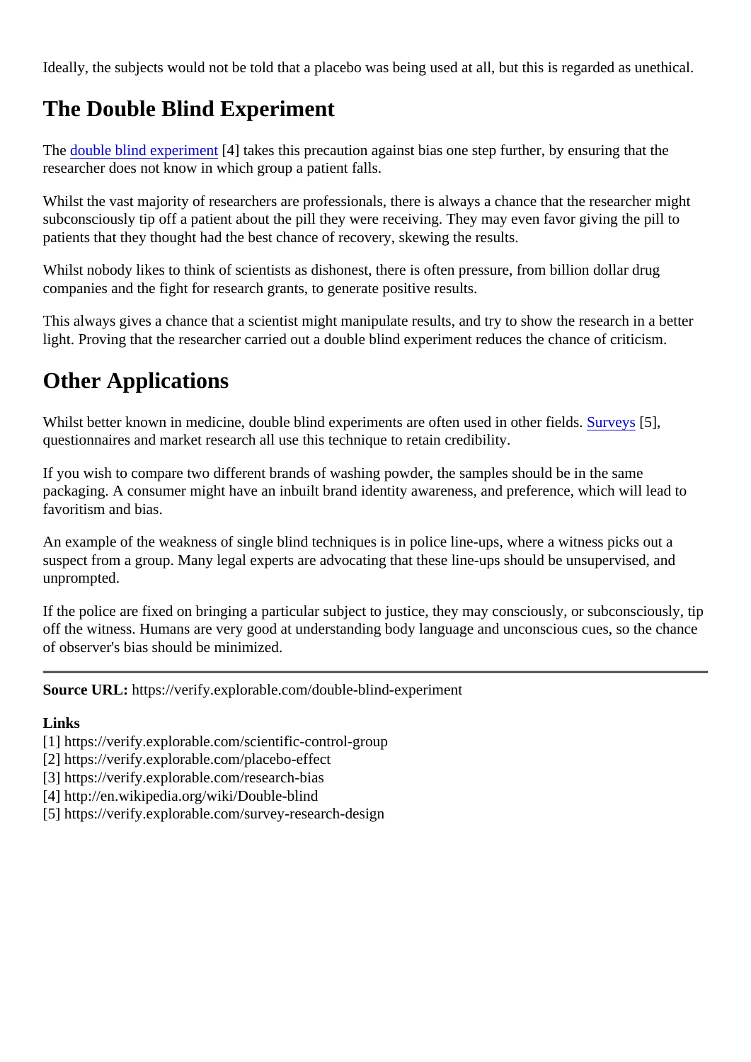Ideally, the subjects would not be told that a placebo was being used at all, but this is regarded as unethical.

## The Double Blind Experiment

The double blind experiment [4] takes this precaution against bias one step further, by ensuring that the researcher does not know in which group a patient falls.

Whilst the vast majority of researchers are professionals, there is always a chance that the researcher might subconsciously tip off a patient about the pill they were receiving. They may even favor giving the pill to patients that they thought had the best chance of recovery, skewing the results.

Whilst nobody likes to think of scientists as dishonest, there is often pressure, from billion dollar drug companies and the fight for research grants, to generate positive results.

This always gives a chance that a scientist might manipulate results, and try to show the research in a better light. Proving that the researcher carried out a double blind experiment reduces the chance of criticism.

## Other Applications

Whilst better known in medicine, double blind experiments are often used in other fields. Surveys [5], questionnaires and market research all use this technique to retain credibility.

If you wish to compare two different brands of washing powder, the samples should be in the same packaging. A consumer might have an inbuilt brand identity awareness, and preference, which will lead to favoritism and bias.

An example of the weakness of single blind techniques is in police line-ups, where a witness picks out a suspect from a group. Many legal experts are advocating that these line-ups should be unsupervised, and unprompted.

If the police are fixed on bringing a particular subject to justice, they may consciously, or subconsciously, tip off the witness. Humans are very good at understanding body language and unconscious cues, so the chance of observer's bias should be minimized.

---

**Source URL:** https://verify.explorable.com/double-blind-experiment

**Links**
[1] https://verify.explorable.com/scientific-control-group
[2] https://verify.explorable.com/placebo-effect
[3] https://verify.explorable.com/research-bias
[4] http://en.wikipedia.org/wiki/Double-blind
[5] https://verify.explorable.com/survey-research-design